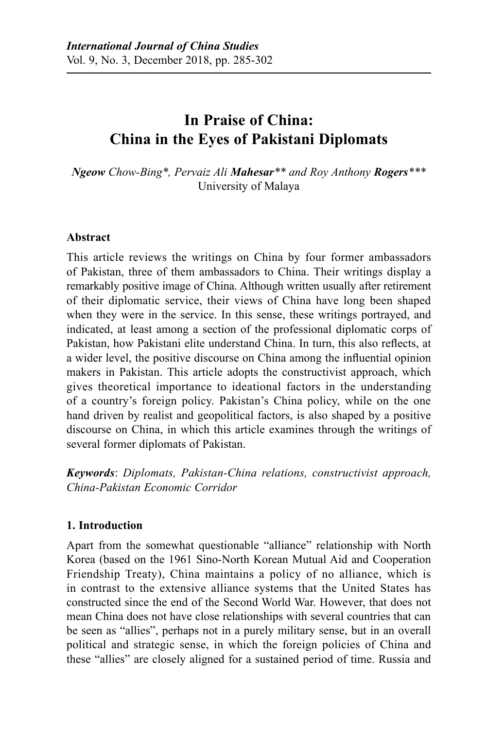# In Praise of China: China in the Eyes of Pakistani Diplomats

***Ngeow** Chow-Bing*, Pervaiz Ali **Mahesar**** and Roy Anthony **Rogers****\*
University of Malaya

### Abstract

This article reviews the writings on China by four former ambassadors of Pakistan, three of them ambassadors to China. Their writings display a remarkably positive image of China. Although written usually after retirement of their diplomatic service, their views of China have long been shaped when they were in the service. In this sense, these writings portrayed, and indicated, at least among a section of the professional diplomatic corps of Pakistan, how Pakistani elite understand China. In turn, this also reflects, at a wider level, the positive discourse on China among the influential opinion makers in Pakistan. This article adopts the constructivist approach, which gives theoretical importance to ideational factors in the understanding of a country's foreign policy. Pakistan's China policy, while on the one hand driven by realist and geopolitical factors, is also shaped by a positive discourse on China, in which this article examines through the writings of several former diplomats of Pakistan.

***Keywords***: *Diplomats, Pakistan-China relations, constructivist approach, China-Pakistan Economic Corridor*

### 1. Introduction

Apart from the somewhat questionable "alliance" relationship with North Korea (based on the 1961 Sino-North Korean Mutual Aid and Cooperation Friendship Treaty), China maintains a policy of no alliance, which is in contrast to the extensive alliance systems that the United States has constructed since the end of the Second World War. However, that does not mean China does not have close relationships with several countries that can be seen as "allies", perhaps not in a purely military sense, but in an overall political and strategic sense, in which the foreign policies of China and these "allies" are closely aligned for a sustained period of time. Russia and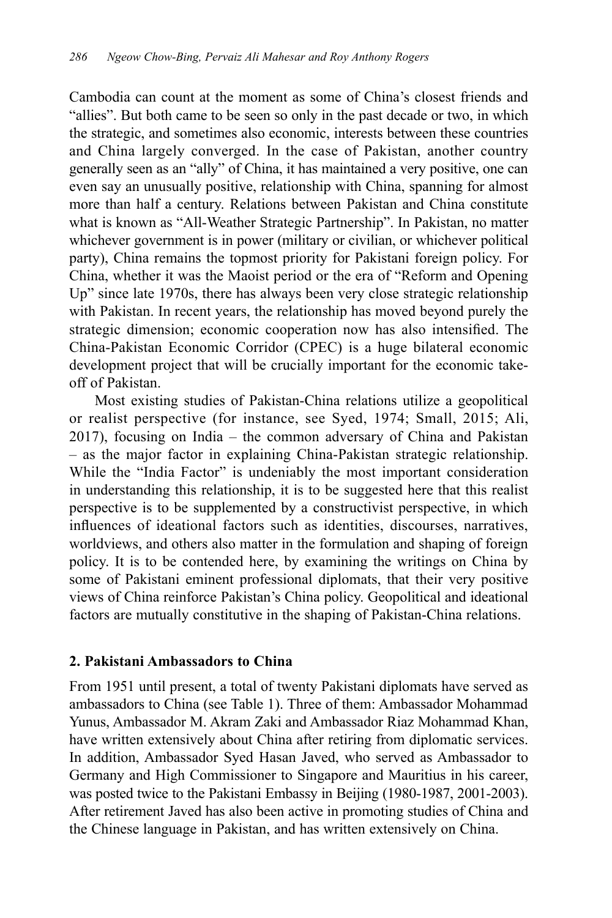Cambodia can count at the moment as some of China's closest friends and "allies". But both came to be seen so only in the past decade or two, in which the strategic, and sometimes also economic, interests between these countries and China largely converged. In the case of Pakistan, another country generally seen as an "ally" of China, it has maintained a very positive, one can even say an unusually positive, relationship with China, spanning for almost more than half a century. Relations between Pakistan and China constitute what is known as "All-Weather Strategic Partnership". In Pakistan, no matter whichever government is in power (military or civilian, or whichever political party), China remains the topmost priority for Pakistani foreign policy. For China, whether it was the Maoist period or the era of "Reform and Opening Up" since late 1970s, there has always been very close strategic relationship with Pakistan. In recent years, the relationship has moved beyond purely the strategic dimension; economic cooperation now has also intensified. The China-Pakistan Economic Corridor (CPEC) is a huge bilateral economic development project that will be crucially important for the economic take-off of Pakistan.

Most existing studies of Pakistan-China relations utilize a geopolitical or realist perspective (for instance, see Syed, 1974; Small, 2015; Ali, 2017), focusing on India – the common adversary of China and Pakistan – as the major factor in explaining China-Pakistan strategic relationship. While the "India Factor" is undeniably the most important consideration in understanding this relationship, it is to be suggested here that this realist perspective is to be supplemented by a constructivist perspective, in which influences of ideational factors such as identities, discourses, narratives, worldviews, and others also matter in the formulation and shaping of foreign policy. It is to be contended here, by examining the writings on China by some of Pakistani eminent professional diplomats, that their very positive views of China reinforce Pakistan's China policy. Geopolitical and ideational factors are mutually constitutive in the shaping of Pakistan-China relations.

## 2. Pakistani Ambassadors to China

From 1951 until present, a total of twenty Pakistani diplomats have served as ambassadors to China (see Table 1). Three of them: Ambassador Mohammad Yunus, Ambassador M. Akram Zaki and Ambassador Riaz Mohammad Khan, have written extensively about China after retiring from diplomatic services. In addition, Ambassador Syed Hasan Javed, who served as Ambassador to Germany and High Commissioner to Singapore and Mauritius in his career, was posted twice to the Pakistani Embassy in Beijing (1980-1987, 2001-2003). After retirement Javed has also been active in promoting studies of China and the Chinese language in Pakistan, and has written extensively on China.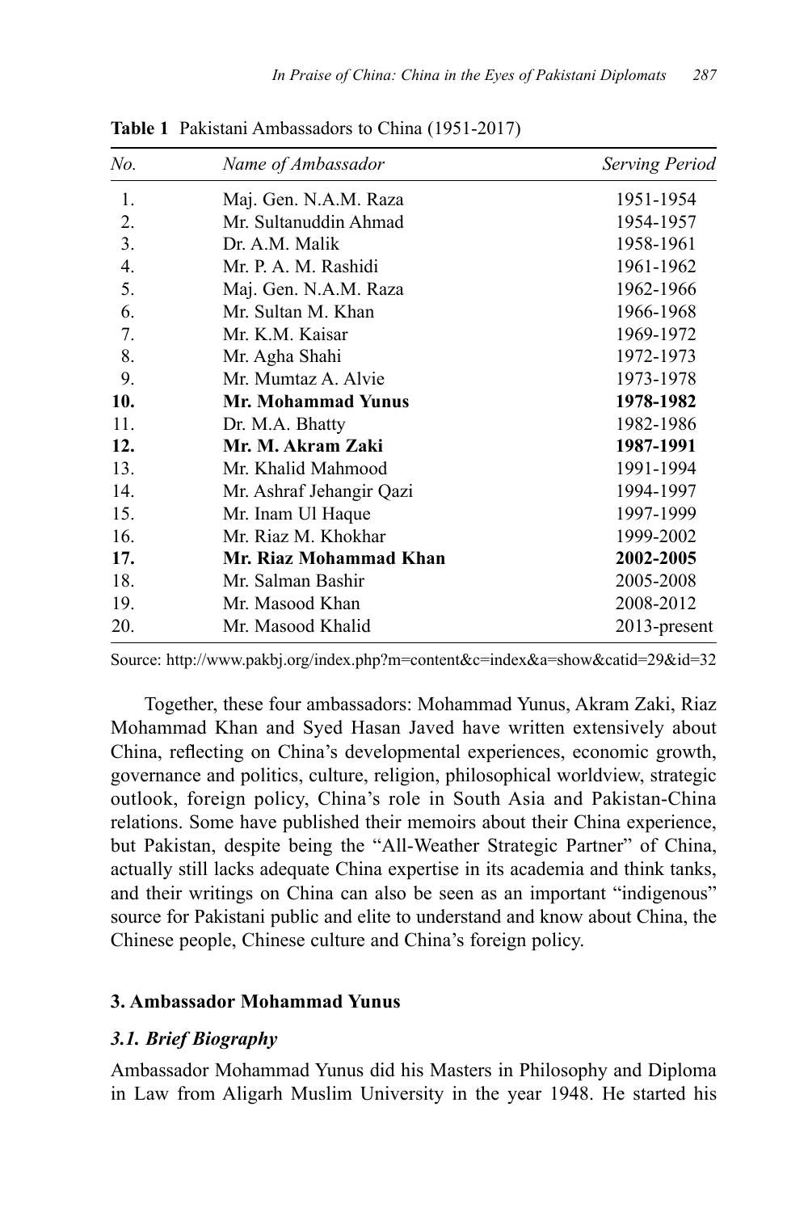**Table 1** Pakistani Ambassadors to China (1951-2017)

| *No.* | *Name of Ambassador* | *Serving Period* |
|---|---|---|
| 1. | Maj. Gen. N.A.M. Raza | 1951-1954 |
| 2. | Mr. Sultanuddin Ahmad | 1954-1957 |
| 3. | Dr. A.M. Malik | 1958-1961 |
| 4. | Mr. P. A. M. Rashidi | 1961-1962 |
| 5. | Maj. Gen. N.A.M. Raza | 1962-1966 |
| 6. | Mr. Sultan M. Khan | 1966-1968 |
| 7. | Mr. K.M. Kaisar | 1969-1972 |
| 8. | Mr. Agha Shahi | 1972-1973 |
| 9. | Mr. Mumtaz A. Alvie | 1973-1978 |
| **10.** | **Mr. Mohammad Yunus** | **1978-1982** |
| 11. | Dr. M.A. Bhatty | 1982-1986 |
| **12.** | **Mr. M. Akram Zaki** | **1987-1991** |
| 13. | Mr. Khalid Mahmood | 1991-1994 |
| 14. | Mr. Ashraf Jehangir Qazi | 1994-1997 |
| 15. | Mr. Inam Ul Haque | 1997-1999 |
| 16. | Mr. Riaz M. Khokhar | 1999-2002 |
| **17.** | **Mr. Riaz Mohammad Khan** | **2002-2005** |
| 18. | Mr. Salman Bashir | 2005-2008 |
| 19. | Mr. Masood Khan | 2008-2012 |
| 20. | Mr. Masood Khalid | 2013-present |

Source: http://www.pakbj.org/index.php?m=content&c=index&a=show&catid=29&id=32

Together, these four ambassadors: Mohammad Yunus, Akram Zaki, Riaz Mohammad Khan and Syed Hasan Javed have written extensively about China, reflecting on China's developmental experiences, economic growth, governance and politics, culture, religion, philosophical worldview, strategic outlook, foreign policy, China's role in South Asia and Pakistan-China relations. Some have published their memoirs about their China experience, but Pakistan, despite being the "All-Weather Strategic Partner" of China, actually still lacks adequate China expertise in its academia and think tanks, and their writings on China can also be seen as an important "indigenous" source for Pakistani public and elite to understand and know about China, the Chinese people, Chinese culture and China's foreign policy.

## 3. Ambassador Mohammad Yunus

### *3.1. Brief Biography*

Ambassador Mohammad Yunus did his Masters in Philosophy and Diploma in Law from Aligarh Muslim University in the year 1948. He started his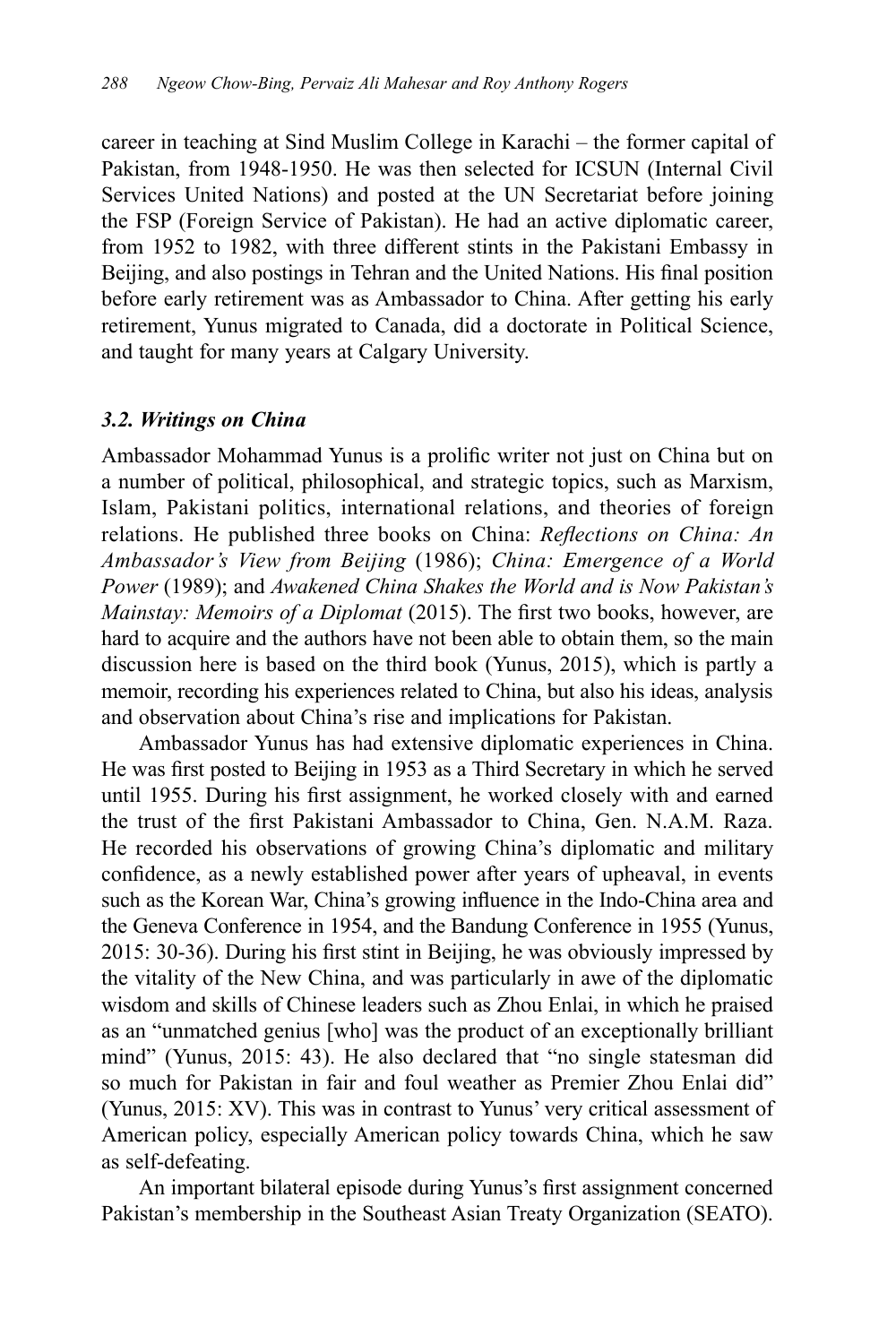career in teaching at Sind Muslim College in Karachi – the former capital of Pakistan, from 1948-1950. He was then selected for ICSUN (Internal Civil Services United Nations) and posted at the UN Secretariat before joining the FSP (Foreign Service of Pakistan). He had an active diplomatic career, from 1952 to 1982, with three different stints in the Pakistani Embassy in Beijing, and also postings in Tehran and the United Nations. His final position before early retirement was as Ambassador to China. After getting his early retirement, Yunus migrated to Canada, did a doctorate in Political Science, and taught for many years at Calgary University.

### *3.2. Writings on China*

Ambassador Mohammad Yunus is a prolific writer not just on China but on a number of political, philosophical, and strategic topics, such as Marxism, Islam, Pakistani politics, international relations, and theories of foreign relations. He published three books on China: *Reflections on China: An Ambassador's View from Beijing* (1986); *China: Emergence of a World Power* (1989); and *Awakened China Shakes the World and is Now Pakistan's Mainstay: Memoirs of a Diplomat* (2015). The first two books, however, are hard to acquire and the authors have not been able to obtain them, so the main discussion here is based on the third book (Yunus, 2015), which is partly a memoir, recording his experiences related to China, but also his ideas, analysis and observation about China's rise and implications for Pakistan.

Ambassador Yunus has had extensive diplomatic experiences in China. He was first posted to Beijing in 1953 as a Third Secretary in which he served until 1955. During his first assignment, he worked closely with and earned the trust of the first Pakistani Ambassador to China, Gen. N.A.M. Raza. He recorded his observations of growing China's diplomatic and military confidence, as a newly established power after years of upheaval, in events such as the Korean War, China's growing influence in the Indo-China area and the Geneva Conference in 1954, and the Bandung Conference in 1955 (Yunus, 2015: 30-36). During his first stint in Beijing, he was obviously impressed by the vitality of the New China, and was particularly in awe of the diplomatic wisdom and skills of Chinese leaders such as Zhou Enlai, in which he praised as an "unmatched genius [who] was the product of an exceptionally brilliant mind" (Yunus, 2015: 43). He also declared that "no single statesman did so much for Pakistan in fair and foul weather as Premier Zhou Enlai did" (Yunus, 2015: XV). This was in contrast to Yunus' very critical assessment of American policy, especially American policy towards China, which he saw as self-defeating.

An important bilateral episode during Yunus's first assignment concerned Pakistan's membership in the Southeast Asian Treaty Organization (SEATO).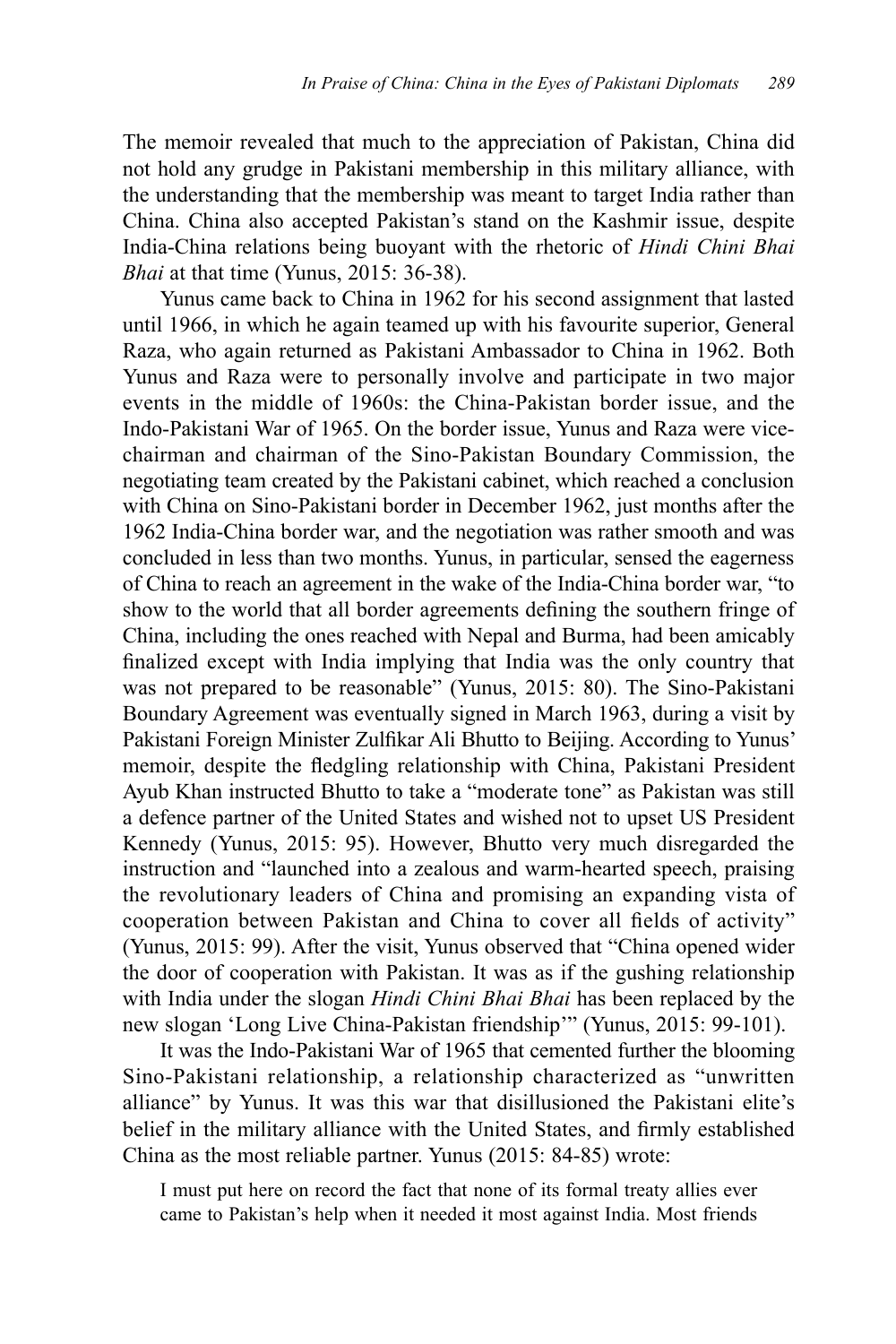The memoir revealed that much to the appreciation of Pakistan, China did not hold any grudge in Pakistani membership in this military alliance, with the understanding that the membership was meant to target India rather than China. China also accepted Pakistan's stand on the Kashmir issue, despite India-China relations being buoyant with the rhetoric of *Hindi Chini Bhai Bhai* at that time (Yunus, 2015: 36-38).

Yunus came back to China in 1962 for his second assignment that lasted until 1966, in which he again teamed up with his favourite superior, General Raza, who again returned as Pakistani Ambassador to China in 1962. Both Yunus and Raza were to personally involve and participate in two major events in the middle of 1960s: the China-Pakistan border issue, and the Indo-Pakistani War of 1965. On the border issue, Yunus and Raza were vice-chairman and chairman of the Sino-Pakistan Boundary Commission, the negotiating team created by the Pakistani cabinet, which reached a conclusion with China on Sino-Pakistani border in December 1962, just months after the 1962 India-China border war, and the negotiation was rather smooth and was concluded in less than two months. Yunus, in particular, sensed the eagerness of China to reach an agreement in the wake of the India-China border war, "to show to the world that all border agreements defining the southern fringe of China, including the ones reached with Nepal and Burma, had been amicably finalized except with India implying that India was the only country that was not prepared to be reasonable" (Yunus, 2015: 80). The Sino-Pakistani Boundary Agreement was eventually signed in March 1963, during a visit by Pakistani Foreign Minister Zulfikar Ali Bhutto to Beijing. According to Yunus' memoir, despite the fledgling relationship with China, Pakistani President Ayub Khan instructed Bhutto to take a "moderate tone" as Pakistan was still a defence partner of the United States and wished not to upset US President Kennedy (Yunus, 2015: 95). However, Bhutto very much disregarded the instruction and "launched into a zealous and warm-hearted speech, praising the revolutionary leaders of China and promising an expanding vista of cooperation between Pakistan and China to cover all fields of activity" (Yunus, 2015: 99). After the visit, Yunus observed that "China opened wider the door of cooperation with Pakistan. It was as if the gushing relationship with India under the slogan *Hindi Chini Bhai Bhai* has been replaced by the new slogan 'Long Live China-Pakistan friendship'" (Yunus, 2015: 99-101).

It was the Indo-Pakistani War of 1965 that cemented further the blooming Sino-Pakistani relationship, a relationship characterized as "unwritten alliance" by Yunus. It was this war that disillusioned the Pakistani elite's belief in the military alliance with the United States, and firmly established China as the most reliable partner. Yunus (2015: 84-85) wrote:

> I must put here on record the fact that none of its formal treaty allies ever came to Pakistan's help when it needed it most against India. Most friends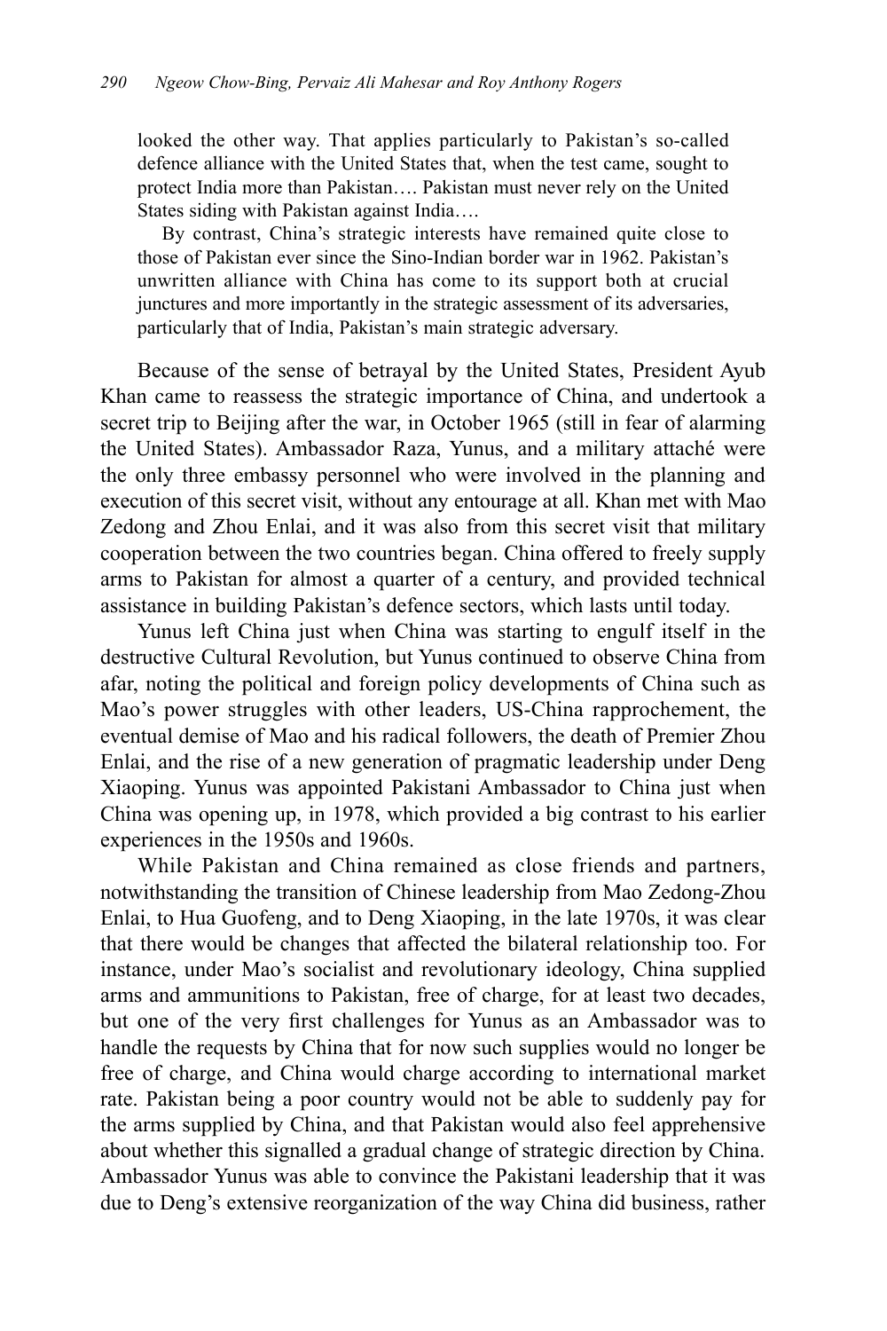> looked the other way. That applies particularly to Pakistan's so-called defence alliance with the United States that, when the test came, sought to protect India more than Pakistan…. Pakistan must never rely on the United States siding with Pakistan against India….
>
> By contrast, China's strategic interests have remained quite close to those of Pakistan ever since the Sino-Indian border war in 1962. Pakistan's unwritten alliance with China has come to its support both at crucial junctures and more importantly in the strategic assessment of its adversaries, particularly that of India, Pakistan's main strategic adversary.

Because of the sense of betrayal by the United States, President Ayub Khan came to reassess the strategic importance of China, and undertook a secret trip to Beijing after the war, in October 1965 (still in fear of alarming the United States). Ambassador Raza, Yunus, and a military attaché were the only three embassy personnel who were involved in the planning and execution of this secret visit, without any entourage at all. Khan met with Mao Zedong and Zhou Enlai, and it was also from this secret visit that military cooperation between the two countries began. China offered to freely supply arms to Pakistan for almost a quarter of a century, and provided technical assistance in building Pakistan's defence sectors, which lasts until today.

Yunus left China just when China was starting to engulf itself in the destructive Cultural Revolution, but Yunus continued to observe China from afar, noting the political and foreign policy developments of China such as Mao's power struggles with other leaders, US-China rapprochement, the eventual demise of Mao and his radical followers, the death of Premier Zhou Enlai, and the rise of a new generation of pragmatic leadership under Deng Xiaoping. Yunus was appointed Pakistani Ambassador to China just when China was opening up, in 1978, which provided a big contrast to his earlier experiences in the 1950s and 1960s.

While Pakistan and China remained as close friends and partners, notwithstanding the transition of Chinese leadership from Mao Zedong-Zhou Enlai, to Hua Guofeng, and to Deng Xiaoping, in the late 1970s, it was clear that there would be changes that affected the bilateral relationship too. For instance, under Mao's socialist and revolutionary ideology, China supplied arms and ammunitions to Pakistan, free of charge, for at least two decades, but one of the very first challenges for Yunus as an Ambassador was to handle the requests by China that for now such supplies would no longer be free of charge, and China would charge according to international market rate. Pakistan being a poor country would not be able to suddenly pay for the arms supplied by China, and that Pakistan would also feel apprehensive about whether this signalled a gradual change of strategic direction by China. Ambassador Yunus was able to convince the Pakistani leadership that it was due to Deng's extensive reorganization of the way China did business, rather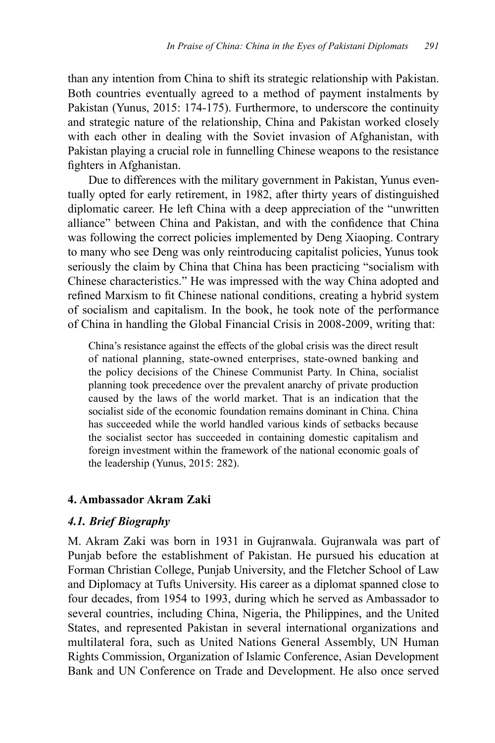than any intention from China to shift its strategic relationship with Pakistan. Both countries eventually agreed to a method of payment instalments by Pakistan (Yunus, 2015: 174-175). Furthermore, to underscore the continuity and strategic nature of the relationship, China and Pakistan worked closely with each other in dealing with the Soviet invasion of Afghanistan, with Pakistan playing a crucial role in funnelling Chinese weapons to the resistance fighters in Afghanistan.

Due to differences with the military government in Pakistan, Yunus eventually opted for early retirement, in 1982, after thirty years of distinguished diplomatic career. He left China with a deep appreciation of the "unwritten alliance" between China and Pakistan, and with the confidence that China was following the correct policies implemented by Deng Xiaoping. Contrary to many who see Deng was only reintroducing capitalist policies, Yunus took seriously the claim by China that China has been practicing "socialism with Chinese characteristics." He was impressed with the way China adopted and refined Marxism to fit Chinese national conditions, creating a hybrid system of socialism and capitalism. In the book, he took note of the performance of China in handling the Global Financial Crisis in 2008-2009, writing that:

> China's resistance against the effects of the global crisis was the direct result of national planning, state-owned enterprises, state-owned banking and the policy decisions of the Chinese Communist Party. In China, socialist planning took precedence over the prevalent anarchy of private production caused by the laws of the world market. That is an indication that the socialist side of the economic foundation remains dominant in China. China has succeeded while the world handled various kinds of setbacks because the socialist sector has succeeded in containing domestic capitalism and foreign investment within the framework of the national economic goals of the leadership (Yunus, 2015: 282).

## 4. Ambassador Akram Zaki

### *4.1. Brief Biography*

M. Akram Zaki was born in 1931 in Gujranwala. Gujranwala was part of Punjab before the establishment of Pakistan. He pursued his education at Forman Christian College, Punjab University, and the Fletcher School of Law and Diplomacy at Tufts University. His career as a diplomat spanned close to four decades, from 1954 to 1993, during which he served as Ambassador to several countries, including China, Nigeria, the Philippines, and the United States, and represented Pakistan in several international organizations and multilateral fora, such as United Nations General Assembly, UN Human Rights Commission, Organization of Islamic Conference, Asian Development Bank and UN Conference on Trade and Development. He also once served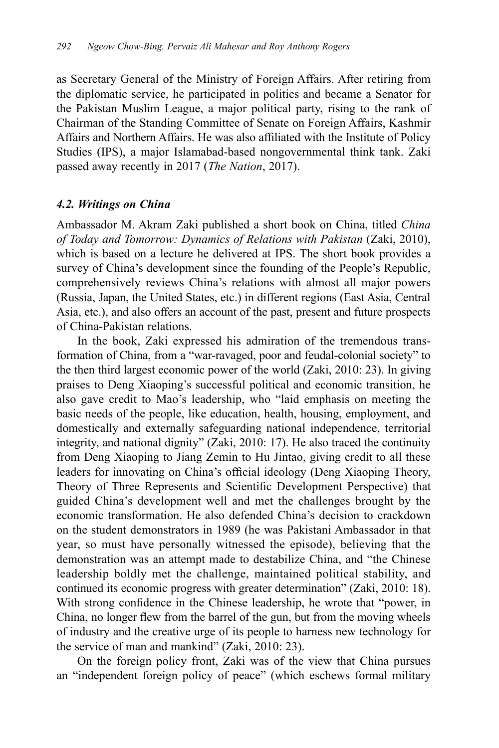as Secretary General of the Ministry of Foreign Affairs. After retiring from the diplomatic service, he participated in politics and became a Senator for the Pakistan Muslim League, a major political party, rising to the rank of Chairman of the Standing Committee of Senate on Foreign Affairs, Kashmir Affairs and Northern Affairs. He was also affiliated with the Institute of Policy Studies (IPS), a major Islamabad-based nongovernmental think tank. Zaki passed away recently in 2017 (*The Nation*, 2017).

### *4.2. Writings on China*

Ambassador M. Akram Zaki published a short book on China, titled *China of Today and Tomorrow: Dynamics of Relations with Pakistan* (Zaki, 2010), which is based on a lecture he delivered at IPS. The short book provides a survey of China's development since the founding of the People's Republic, comprehensively reviews China's relations with almost all major powers (Russia, Japan, the United States, etc.) in different regions (East Asia, Central Asia, etc.), and also offers an account of the past, present and future prospects of China-Pakistan relations.

In the book, Zaki expressed his admiration of the tremendous transformation of China, from a "war-ravaged, poor and feudal-colonial society" to the then third largest economic power of the world (Zaki, 2010: 23). In giving praises to Deng Xiaoping's successful political and economic transition, he also gave credit to Mao's leadership, who "laid emphasis on meeting the basic needs of the people, like education, health, housing, employment, and domestically and externally safeguarding national independence, territorial integrity, and national dignity" (Zaki, 2010: 17). He also traced the continuity from Deng Xiaoping to Jiang Zemin to Hu Jintao, giving credit to all these leaders for innovating on China's official ideology (Deng Xiaoping Theory, Theory of Three Represents and Scientific Development Perspective) that guided China's development well and met the challenges brought by the economic transformation. He also defended China's decision to crackdown on the student demonstrators in 1989 (he was Pakistani Ambassador in that year, so must have personally witnessed the episode), believing that the demonstration was an attempt made to destabilize China, and "the Chinese leadership boldly met the challenge, maintained political stability, and continued its economic progress with greater determination" (Zaki, 2010: 18). With strong confidence in the Chinese leadership, he wrote that "power, in China, no longer flew from the barrel of the gun, but from the moving wheels of industry and the creative urge of its people to harness new technology for the service of man and mankind" (Zaki, 2010: 23).

On the foreign policy front, Zaki was of the view that China pursues an "independent foreign policy of peace" (which eschews formal military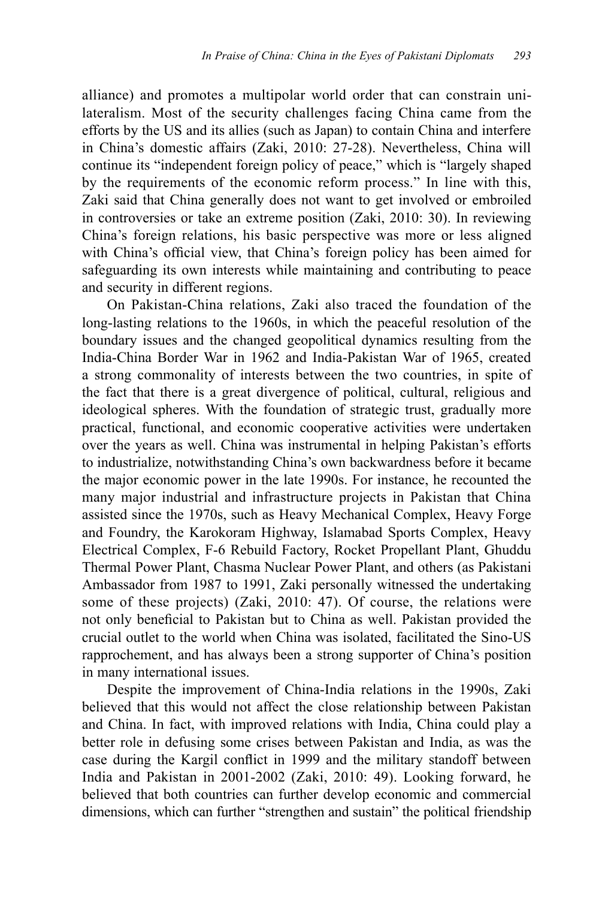alliance) and promotes a multipolar world order that can constrain unilateralism. Most of the security challenges facing China came from the efforts by the US and its allies (such as Japan) to contain China and interfere in China's domestic affairs (Zaki, 2010: 27-28). Nevertheless, China will continue its "independent foreign policy of peace," which is "largely shaped by the requirements of the economic reform process." In line with this, Zaki said that China generally does not want to get involved or embroiled in controversies or take an extreme position (Zaki, 2010: 30). In reviewing China's foreign relations, his basic perspective was more or less aligned with China's official view, that China's foreign policy has been aimed for safeguarding its own interests while maintaining and contributing to peace and security in different regions.

On Pakistan-China relations, Zaki also traced the foundation of the long-lasting relations to the 1960s, in which the peaceful resolution of the boundary issues and the changed geopolitical dynamics resulting from the India-China Border War in 1962 and India-Pakistan War of 1965, created a strong commonality of interests between the two countries, in spite of the fact that there is a great divergence of political, cultural, religious and ideological spheres. With the foundation of strategic trust, gradually more practical, functional, and economic cooperative activities were undertaken over the years as well. China was instrumental in helping Pakistan's efforts to industrialize, notwithstanding China's own backwardness before it became the major economic power in the late 1990s. For instance, he recounted the many major industrial and infrastructure projects in Pakistan that China assisted since the 1970s, such as Heavy Mechanical Complex, Heavy Forge and Foundry, the Karokoram Highway, Islamabad Sports Complex, Heavy Electrical Complex, F-6 Rebuild Factory, Rocket Propellant Plant, Ghuddu Thermal Power Plant, Chasma Nuclear Power Plant, and others (as Pakistani Ambassador from 1987 to 1991, Zaki personally witnessed the undertaking some of these projects) (Zaki, 2010: 47). Of course, the relations were not only beneficial to Pakistan but to China as well. Pakistan provided the crucial outlet to the world when China was isolated, facilitated the Sino-US rapprochement, and has always been a strong supporter of China's position in many international issues.

Despite the improvement of China-India relations in the 1990s, Zaki believed that this would not affect the close relationship between Pakistan and China. In fact, with improved relations with India, China could play a better role in defusing some crises between Pakistan and India, as was the case during the Kargil conflict in 1999 and the military standoff between India and Pakistan in 2001-2002 (Zaki, 2010: 49). Looking forward, he believed that both countries can further develop economic and commercial dimensions, which can further "strengthen and sustain" the political friendship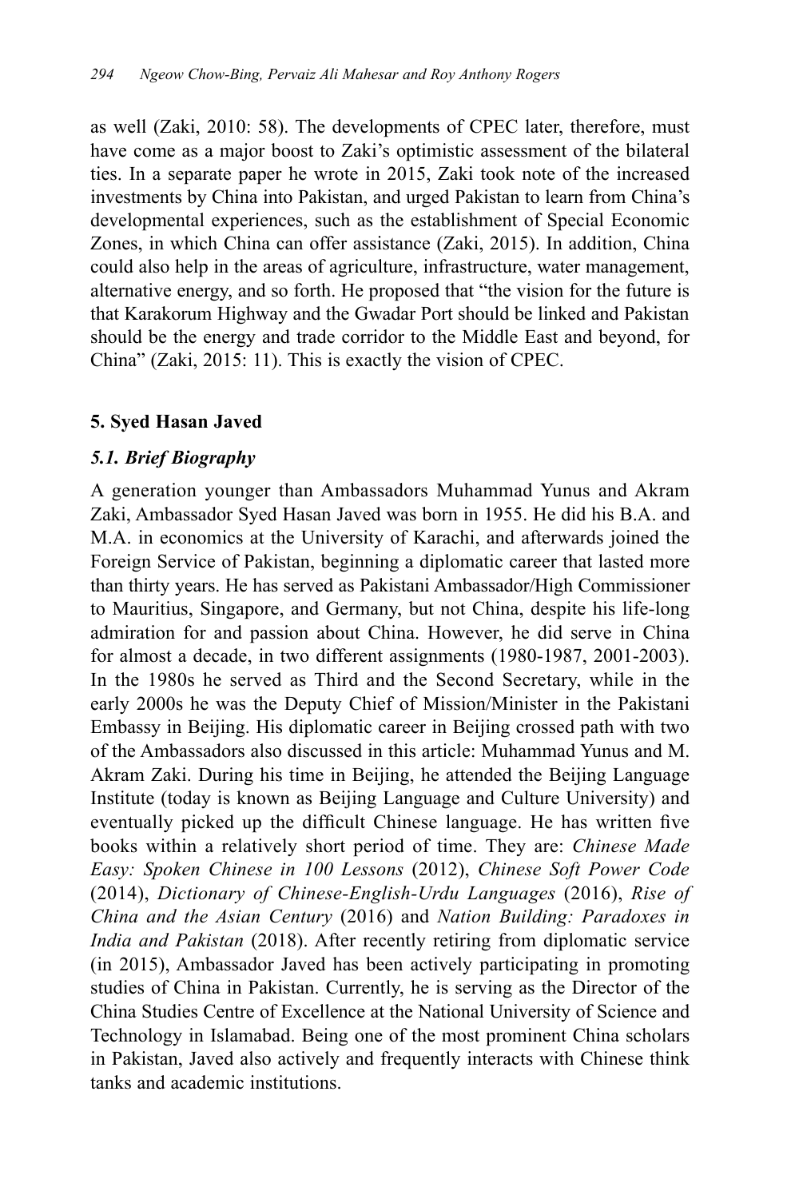as well (Zaki, 2010: 58). The developments of CPEC later, therefore, must have come as a major boost to Zaki's optimistic assessment of the bilateral ties. In a separate paper he wrote in 2015, Zaki took note of the increased investments by China into Pakistan, and urged Pakistan to learn from China's developmental experiences, such as the establishment of Special Economic Zones, in which China can offer assistance (Zaki, 2015). In addition, China could also help in the areas of agriculture, infrastructure, water management, alternative energy, and so forth. He proposed that "the vision for the future is that Karakorum Highway and the Gwadar Port should be linked and Pakistan should be the energy and trade corridor to the Middle East and beyond, for China" (Zaki, 2015: 11). This is exactly the vision of CPEC.

## 5. Syed Hasan Javed

### *5.1. Brief Biography*

A generation younger than Ambassadors Muhammad Yunus and Akram Zaki, Ambassador Syed Hasan Javed was born in 1955. He did his B.A. and M.A. in economics at the University of Karachi, and afterwards joined the Foreign Service of Pakistan, beginning a diplomatic career that lasted more than thirty years. He has served as Pakistani Ambassador/High Commissioner to Mauritius, Singapore, and Germany, but not China, despite his life-long admiration for and passion about China. However, he did serve in China for almost a decade, in two different assignments (1980-1987, 2001-2003). In the 1980s he served as Third and the Second Secretary, while in the early 2000s he was the Deputy Chief of Mission/Minister in the Pakistani Embassy in Beijing. His diplomatic career in Beijing crossed path with two of the Ambassadors also discussed in this article: Muhammad Yunus and M. Akram Zaki. During his time in Beijing, he attended the Beijing Language Institute (today is known as Beijing Language and Culture University) and eventually picked up the difficult Chinese language. He has written five books within a relatively short period of time. They are: *Chinese Made Easy: Spoken Chinese in 100 Lessons* (2012), *Chinese Soft Power Code* (2014), *Dictionary of Chinese-English-Urdu Languages* (2016), *Rise of China and the Asian Century* (2016) and *Nation Building: Paradoxes in India and Pakistan* (2018). After recently retiring from diplomatic service (in 2015), Ambassador Javed has been actively participating in promoting studies of China in Pakistan. Currently, he is serving as the Director of the China Studies Centre of Excellence at the National University of Science and Technology in Islamabad. Being one of the most prominent China scholars in Pakistan, Javed also actively and frequently interacts with Chinese think tanks and academic institutions.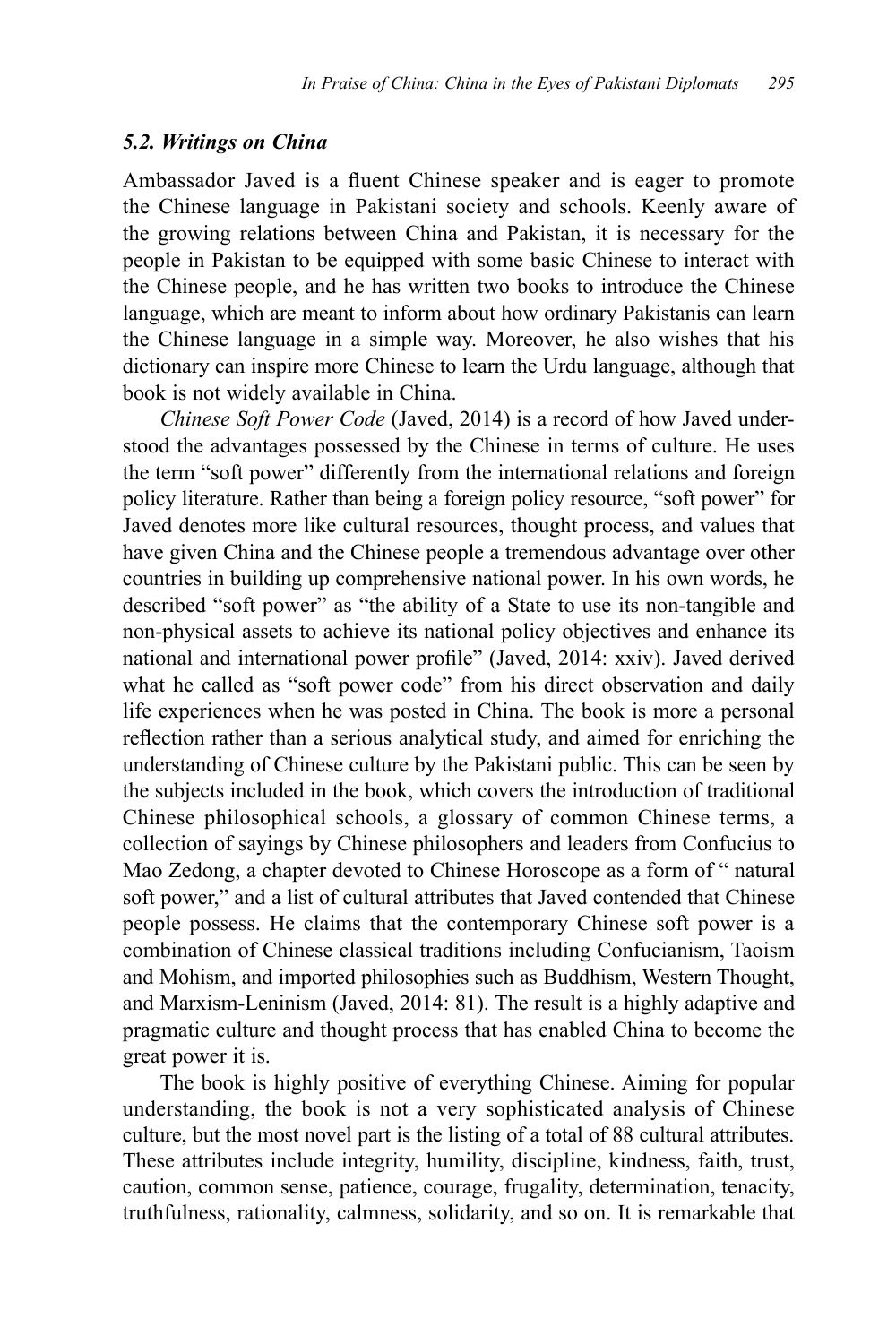### *5.2. Writings on China*

Ambassador Javed is a fluent Chinese speaker and is eager to promote the Chinese language in Pakistani society and schools. Keenly aware of the growing relations between China and Pakistan, it is necessary for the people in Pakistan to be equipped with some basic Chinese to interact with the Chinese people, and he has written two books to introduce the Chinese language, which are meant to inform about how ordinary Pakistanis can learn the Chinese language in a simple way. Moreover, he also wishes that his dictionary can inspire more Chinese to learn the Urdu language, although that book is not widely available in China.

*Chinese Soft Power Code* (Javed, 2014) is a record of how Javed understood the advantages possessed by the Chinese in terms of culture. He uses the term "soft power" differently from the international relations and foreign policy literature. Rather than being a foreign policy resource, "soft power" for Javed denotes more like cultural resources, thought process, and values that have given China and the Chinese people a tremendous advantage over other countries in building up comprehensive national power. In his own words, he described "soft power" as "the ability of a State to use its non-tangible and non-physical assets to achieve its national policy objectives and enhance its national and international power profile" (Javed, 2014: xxiv). Javed derived what he called as "soft power code" from his direct observation and daily life experiences when he was posted in China. The book is more a personal reflection rather than a serious analytical study, and aimed for enriching the understanding of Chinese culture by the Pakistani public. This can be seen by the subjects included in the book, which covers the introduction of traditional Chinese philosophical schools, a glossary of common Chinese terms, a collection of sayings by Chinese philosophers and leaders from Confucius to Mao Zedong, a chapter devoted to Chinese Horoscope as a form of " natural soft power," and a list of cultural attributes that Javed contended that Chinese people possess. He claims that the contemporary Chinese soft power is a combination of Chinese classical traditions including Confucianism, Taoism and Mohism, and imported philosophies such as Buddhism, Western Thought, and Marxism-Leninism (Javed, 2014: 81). The result is a highly adaptive and pragmatic culture and thought process that has enabled China to become the great power it is.

The book is highly positive of everything Chinese. Aiming for popular understanding, the book is not a very sophisticated analysis of Chinese culture, but the most novel part is the listing of a total of 88 cultural attributes. These attributes include integrity, humility, discipline, kindness, faith, trust, caution, common sense, patience, courage, frugality, determination, tenacity, truthfulness, rationality, calmness, solidarity, and so on. It is remarkable that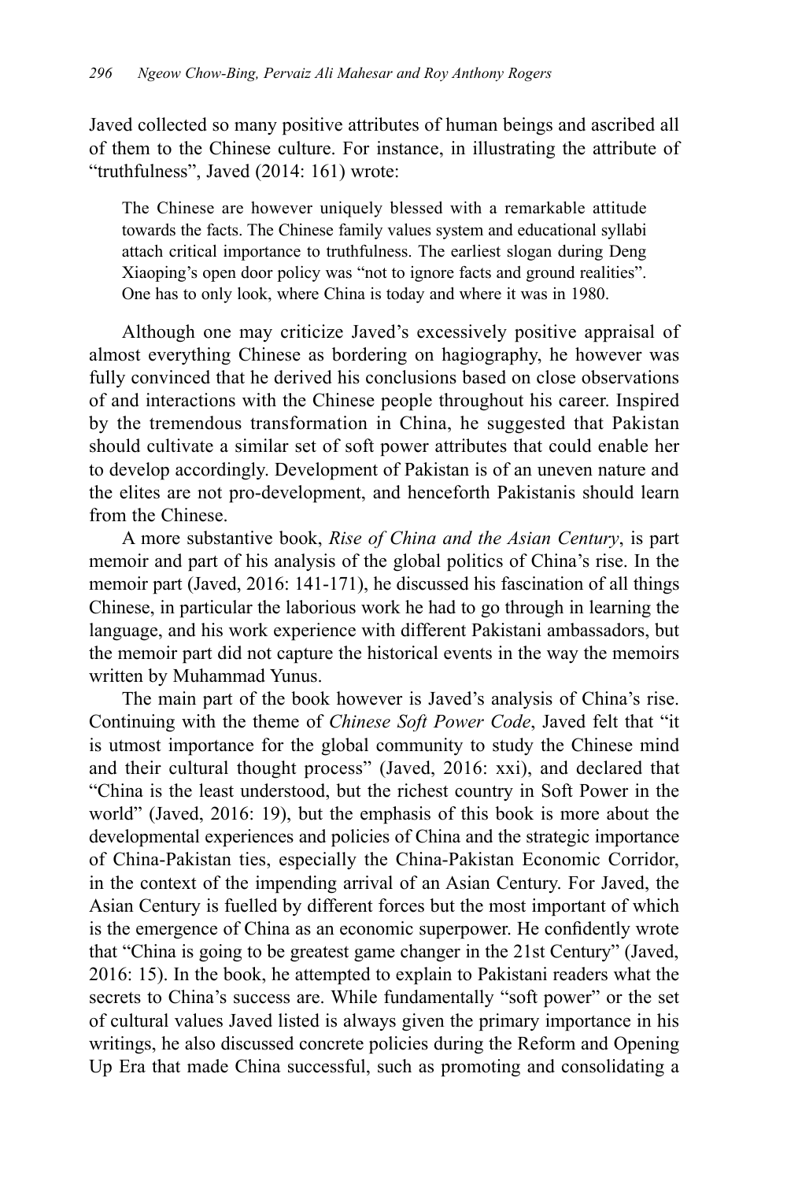Javed collected so many positive attributes of human beings and ascribed all of them to the Chinese culture. For instance, in illustrating the attribute of "truthfulness", Javed (2014: 161) wrote:

> The Chinese are however uniquely blessed with a remarkable attitude towards the facts. The Chinese family values system and educational syllabi attach critical importance to truthfulness. The earliest slogan during Deng Xiaoping's open door policy was "not to ignore facts and ground realities". One has to only look, where China is today and where it was in 1980.

Although one may criticize Javed's excessively positive appraisal of almost everything Chinese as bordering on hagiography, he however was fully convinced that he derived his conclusions based on close observations of and interactions with the Chinese people throughout his career. Inspired by the tremendous transformation in China, he suggested that Pakistan should cultivate a similar set of soft power attributes that could enable her to develop accordingly. Development of Pakistan is of an uneven nature and the elites are not pro-development, and henceforth Pakistanis should learn from the Chinese.

A more substantive book, *Rise of China and the Asian Century*, is part memoir and part of his analysis of the global politics of China's rise. In the memoir part (Javed, 2016: 141-171), he discussed his fascination of all things Chinese, in particular the laborious work he had to go through in learning the language, and his work experience with different Pakistani ambassadors, but the memoir part did not capture the historical events in the way the memoirs written by Muhammad Yunus.

The main part of the book however is Javed's analysis of China's rise. Continuing with the theme of *Chinese Soft Power Code*, Javed felt that "it is utmost importance for the global community to study the Chinese mind and their cultural thought process" (Javed, 2016: xxi), and declared that "China is the least understood, but the richest country in Soft Power in the world" (Javed, 2016: 19), but the emphasis of this book is more about the developmental experiences and policies of China and the strategic importance of China-Pakistan ties, especially the China-Pakistan Economic Corridor, in the context of the impending arrival of an Asian Century. For Javed, the Asian Century is fuelled by different forces but the most important of which is the emergence of China as an economic superpower. He confidently wrote that "China is going to be greatest game changer in the 21st Century" (Javed, 2016: 15). In the book, he attempted to explain to Pakistani readers what the secrets to China's success are. While fundamentally "soft power" or the set of cultural values Javed listed is always given the primary importance in his writings, he also discussed concrete policies during the Reform and Opening Up Era that made China successful, such as promoting and consolidating a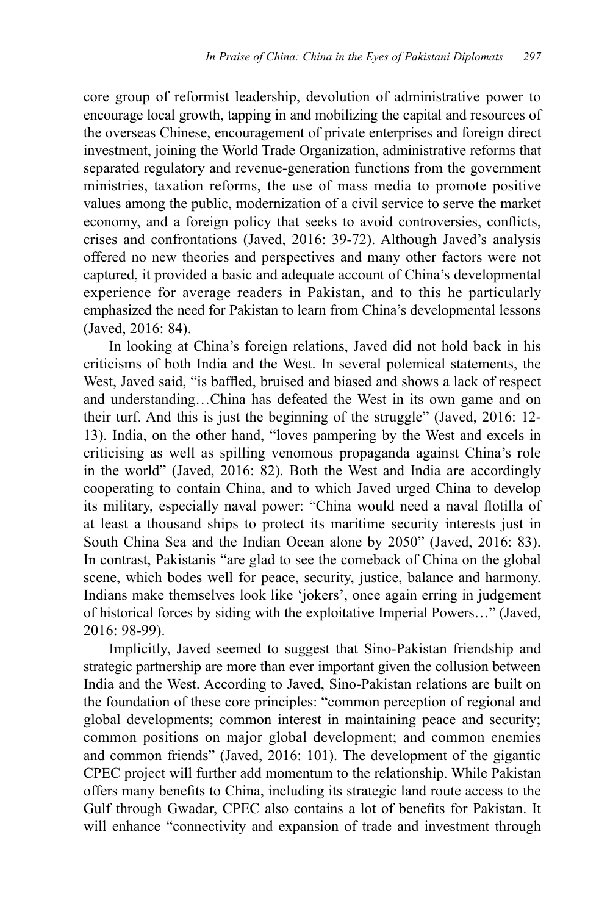core group of reformist leadership, devolution of administrative power to encourage local growth, tapping in and mobilizing the capital and resources of the overseas Chinese, encouragement of private enterprises and foreign direct investment, joining the World Trade Organization, administrative reforms that separated regulatory and revenue-generation functions from the government ministries, taxation reforms, the use of mass media to promote positive values among the public, modernization of a civil service to serve the market economy, and a foreign policy that seeks to avoid controversies, conflicts, crises and confrontations (Javed, 2016: 39-72). Although Javed's analysis offered no new theories and perspectives and many other factors were not captured, it provided a basic and adequate account of China's developmental experience for average readers in Pakistan, and to this he particularly emphasized the need for Pakistan to learn from China's developmental lessons (Javed, 2016: 84).

In looking at China's foreign relations, Javed did not hold back in his criticisms of both India and the West. In several polemical statements, the West, Javed said, "is baffled, bruised and biased and shows a lack of respect and understanding…China has defeated the West in its own game and on their turf. And this is just the beginning of the struggle" (Javed, 2016: 12-13). India, on the other hand, "loves pampering by the West and excels in criticising as well as spilling venomous propaganda against China's role in the world" (Javed, 2016: 82). Both the West and India are accordingly cooperating to contain China, and to which Javed urged China to develop its military, especially naval power: "China would need a naval flotilla of at least a thousand ships to protect its maritime security interests just in South China Sea and the Indian Ocean alone by 2050" (Javed, 2016: 83). In contrast, Pakistanis "are glad to see the comeback of China on the global scene, which bodes well for peace, security, justice, balance and harmony. Indians make themselves look like 'jokers', once again erring in judgement of historical forces by siding with the exploitative Imperial Powers…" (Javed, 2016: 98-99).

Implicitly, Javed seemed to suggest that Sino-Pakistan friendship and strategic partnership are more than ever important given the collusion between India and the West. According to Javed, Sino-Pakistan relations are built on the foundation of these core principles: "common perception of regional and global developments; common interest in maintaining peace and security; common positions on major global development; and common enemies and common friends" (Javed, 2016: 101). The development of the gigantic CPEC project will further add momentum to the relationship. While Pakistan offers many benefits to China, including its strategic land route access to the Gulf through Gwadar, CPEC also contains a lot of benefits for Pakistan. It will enhance "connectivity and expansion of trade and investment through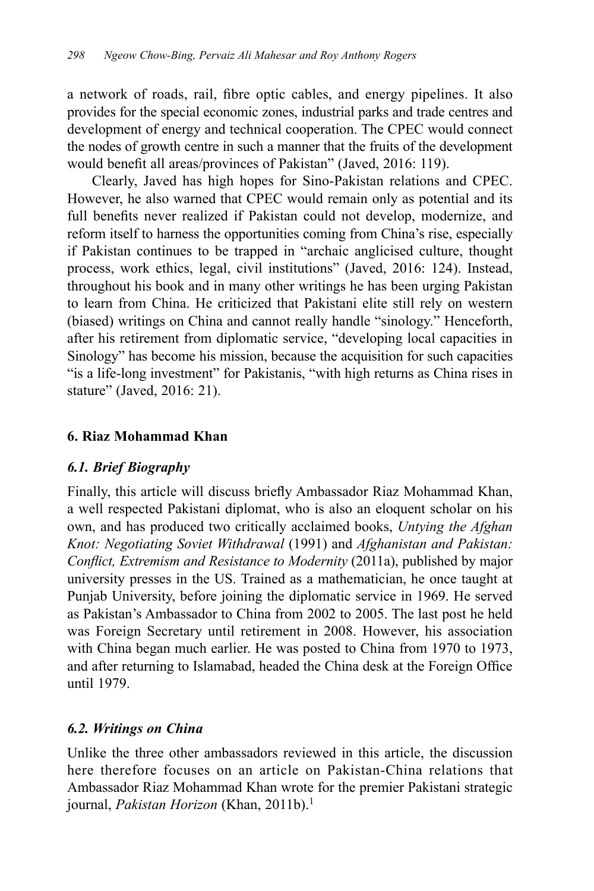a network of roads, rail, fibre optic cables, and energy pipelines. It also provides for the special economic zones, industrial parks and trade centres and development of energy and technical cooperation. The CPEC would connect the nodes of growth centre in such a manner that the fruits of the development would benefit all areas/provinces of Pakistan" (Javed, 2016: 119).

Clearly, Javed has high hopes for Sino-Pakistan relations and CPEC. However, he also warned that CPEC would remain only as potential and its full benefits never realized if Pakistan could not develop, modernize, and reform itself to harness the opportunities coming from China's rise, especially if Pakistan continues to be trapped in "archaic anglicised culture, thought process, work ethics, legal, civil institutions" (Javed, 2016: 124). Instead, throughout his book and in many other writings he has been urging Pakistan to learn from China. He criticized that Pakistani elite still rely on western (biased) writings on China and cannot really handle "sinology." Henceforth, after his retirement from diplomatic service, "developing local capacities in Sinology" has become his mission, because the acquisition for such capacities "is a life-long investment" for Pakistanis, "with high returns as China rises in stature" (Javed, 2016: 21).

### 6. Riaz Mohammad Khan

#### *6.1. Brief Biography*

Finally, this article will discuss briefly Ambassador Riaz Mohammad Khan, a well respected Pakistani diplomat, who is also an eloquent scholar on his own, and has produced two critically acclaimed books, *Untying the Afghan Knot: Negotiating Soviet Withdrawal* (1991) and *Afghanistan and Pakistan: Conflict, Extremism and Resistance to Modernity* (2011a), published by major university presses in the US. Trained as a mathematician, he once taught at Punjab University, before joining the diplomatic service in 1969. He served as Pakistan's Ambassador to China from 2002 to 2005. The last post he held was Foreign Secretary until retirement in 2008. However, his association with China began much earlier. He was posted to China from 1970 to 1973, and after returning to Islamabad, headed the China desk at the Foreign Office until 1979.

#### *6.2. Writings on China*

Unlike the three other ambassadors reviewed in this article, the discussion here therefore focuses on an article on Pakistan-China relations that Ambassador Riaz Mohammad Khan wrote for the premier Pakistani strategic journal, *Pakistan Horizon* (Khan, 2011b).[1]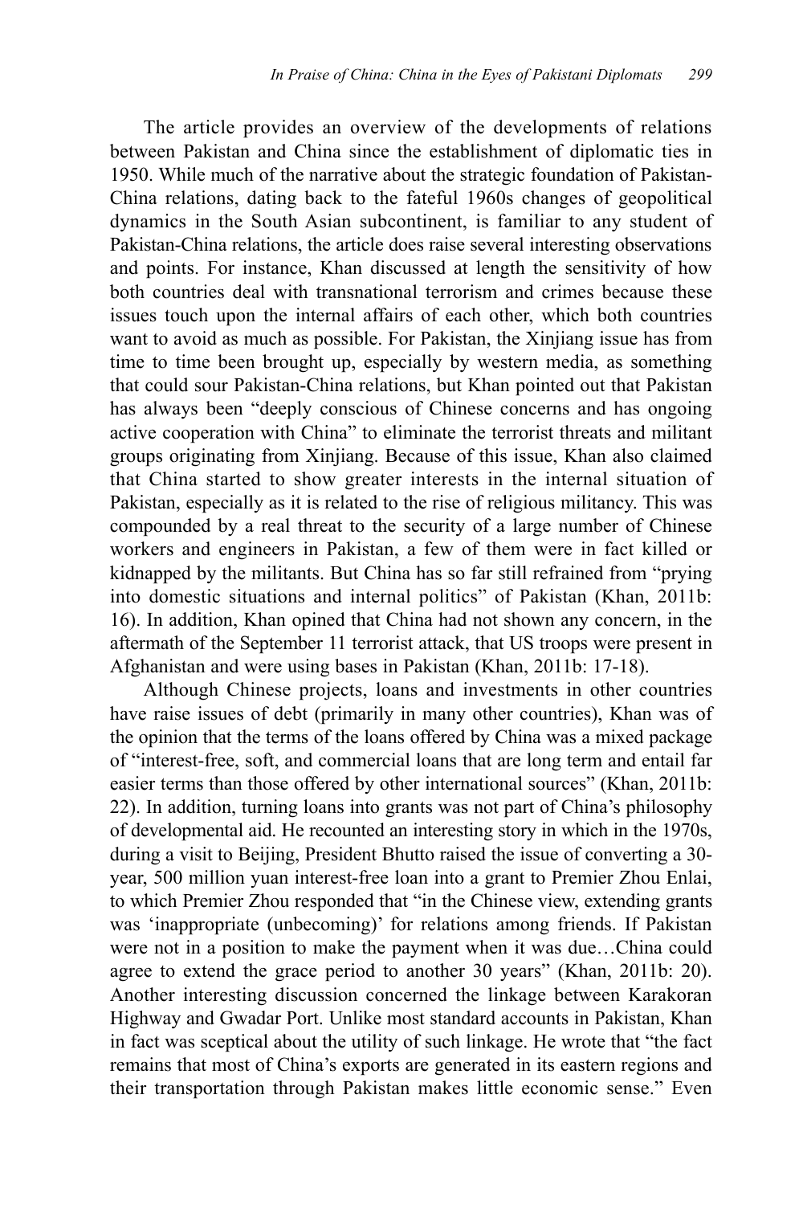The article provides an overview of the developments of relations between Pakistan and China since the establishment of diplomatic ties in 1950. While much of the narrative about the strategic foundation of Pakistan-China relations, dating back to the fateful 1960s changes of geopolitical dynamics in the South Asian subcontinent, is familiar to any student of Pakistan-China relations, the article does raise several interesting observations and points. For instance, Khan discussed at length the sensitivity of how both countries deal with transnational terrorism and crimes because these issues touch upon the internal affairs of each other, which both countries want to avoid as much as possible. For Pakistan, the Xinjiang issue has from time to time been brought up, especially by western media, as something that could sour Pakistan-China relations, but Khan pointed out that Pakistan has always been "deeply conscious of Chinese concerns and has ongoing active cooperation with China" to eliminate the terrorist threats and militant groups originating from Xinjiang. Because of this issue, Khan also claimed that China started to show greater interests in the internal situation of Pakistan, especially as it is related to the rise of religious militancy. This was compounded by a real threat to the security of a large number of Chinese workers and engineers in Pakistan, a few of them were in fact killed or kidnapped by the militants. But China has so far still refrained from "prying into domestic situations and internal politics" of Pakistan (Khan, 2011b: 16). In addition, Khan opined that China had not shown any concern, in the aftermath of the September 11 terrorist attack, that US troops were present in Afghanistan and were using bases in Pakistan (Khan, 2011b: 17-18).

Although Chinese projects, loans and investments in other countries have raise issues of debt (primarily in many other countries), Khan was of the opinion that the terms of the loans offered by China was a mixed package of "interest-free, soft, and commercial loans that are long term and entail far easier terms than those offered by other international sources" (Khan, 2011b: 22). In addition, turning loans into grants was not part of China's philosophy of developmental aid. He recounted an interesting story in which in the 1970s, during a visit to Beijing, President Bhutto raised the issue of converting a 30-year, 500 million yuan interest-free loan into a grant to Premier Zhou Enlai, to which Premier Zhou responded that "in the Chinese view, extending grants was 'inappropriate (unbecoming)' for relations among friends. If Pakistan were not in a position to make the payment when it was due…China could agree to extend the grace period to another 30 years" (Khan, 2011b: 20). Another interesting discussion concerned the linkage between Karakoran Highway and Gwadar Port. Unlike most standard accounts in Pakistan, Khan in fact was sceptical about the utility of such linkage. He wrote that "the fact remains that most of China's exports are generated in its eastern regions and their transportation through Pakistan makes little economic sense." Even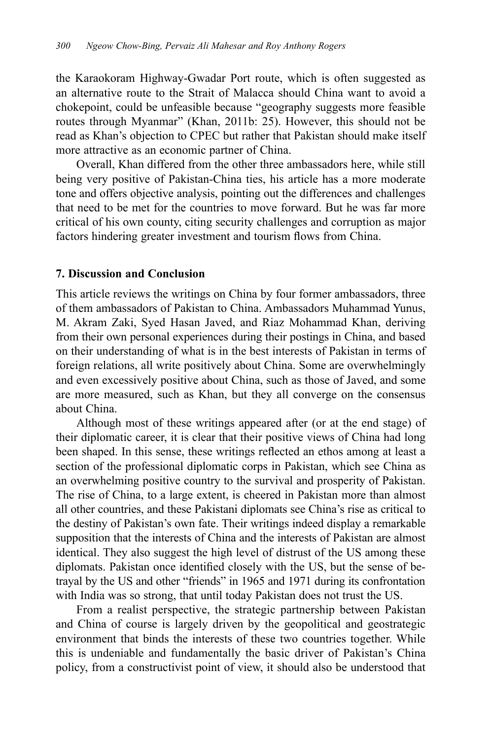the Karaokoram Highway-Gwadar Port route, which is often suggested as an alternative route to the Strait of Malacca should China want to avoid a chokepoint, could be unfeasible because "geography suggests more feasible routes through Myanmar" (Khan, 2011b: 25). However, this should not be read as Khan's objection to CPEC but rather that Pakistan should make itself more attractive as an economic partner of China.

Overall, Khan differed from the other three ambassadors here, while still being very positive of Pakistan-China ties, his article has a more moderate tone and offers objective analysis, pointing out the differences and challenges that need to be met for the countries to move forward. But he was far more critical of his own county, citing security challenges and corruption as major factors hindering greater investment and tourism flows from China.

## 7. Discussion and Conclusion

This article reviews the writings on China by four former ambassadors, three of them ambassadors of Pakistan to China. Ambassadors Muhammad Yunus, M. Akram Zaki, Syed Hasan Javed, and Riaz Mohammad Khan, deriving from their own personal experiences during their postings in China, and based on their understanding of what is in the best interests of Pakistan in terms of foreign relations, all write positively about China. Some are overwhelmingly and even excessively positive about China, such as those of Javed, and some are more measured, such as Khan, but they all converge on the consensus about China.

Although most of these writings appeared after (or at the end stage) of their diplomatic career, it is clear that their positive views of China had long been shaped. In this sense, these writings reflected an ethos among at least a section of the professional diplomatic corps in Pakistan, which see China as an overwhelming positive country to the survival and prosperity of Pakistan. The rise of China, to a large extent, is cheered in Pakistan more than almost all other countries, and these Pakistani diplomats see China's rise as critical to the destiny of Pakistan's own fate. Their writings indeed display a remarkable supposition that the interests of China and the interests of Pakistan are almost identical. They also suggest the high level of distrust of the US among these diplomats. Pakistan once identified closely with the US, but the sense of betrayal by the US and other "friends" in 1965 and 1971 during its confrontation with India was so strong, that until today Pakistan does not trust the US.

From a realist perspective, the strategic partnership between Pakistan and China of course is largely driven by the geopolitical and geostrategic environment that binds the interests of these two countries together. While this is undeniable and fundamentally the basic driver of Pakistan's China policy, from a constructivist point of view, it should also be understood that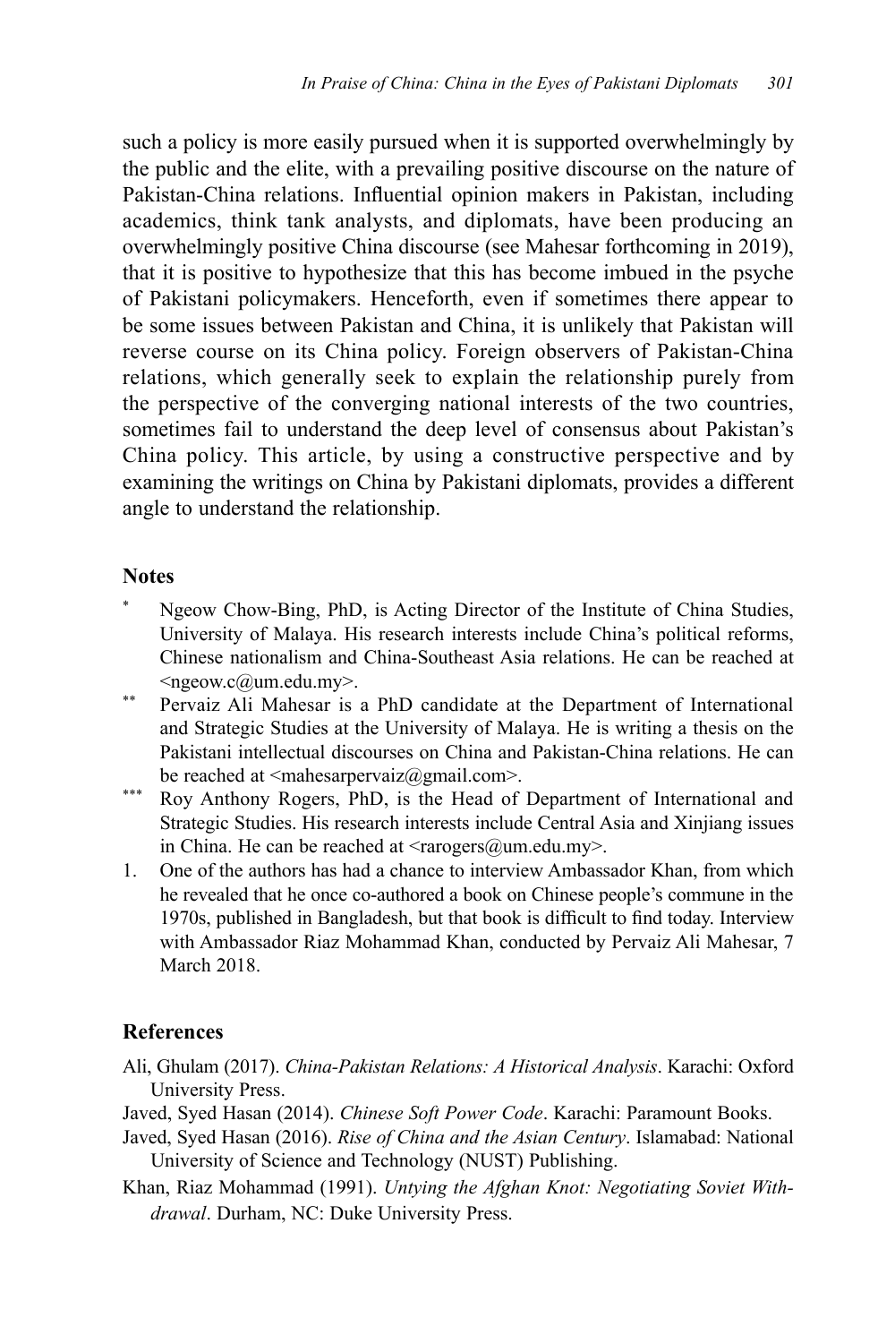such a policy is more easily pursued when it is supported overwhelmingly by the public and the elite, with a prevailing positive discourse on the nature of Pakistan-China relations. Influential opinion makers in Pakistan, including academics, think tank analysts, and diplomats, have been producing an overwhelmingly positive China discourse (see Mahesar forthcoming in 2019), that it is positive to hypothesize that this has become imbued in the psyche of Pakistani policymakers. Henceforth, even if sometimes there appear to be some issues between Pakistan and China, it is unlikely that Pakistan will reverse course on its China policy. Foreign observers of Pakistan-China relations, which generally seek to explain the relationship purely from the perspective of the converging national interests of the two countries, sometimes fail to understand the deep level of consensus about Pakistan's China policy. This article, by using a constructive perspective and by examining the writings on China by Pakistani diplomats, provides a different angle to understand the relationship.

### Notes

\* Ngeow Chow-Bing, PhD, is Acting Director of the Institute of China Studies, University of Malaya. His research interests include China's political reforms, Chinese nationalism and China-Southeast Asia relations. He can be reached at <ngeow.c@um.edu.my>.

\*\* Pervaiz Ali Mahesar is a PhD candidate at the Department of International and Strategic Studies at the University of Malaya. He is writing a thesis on the Pakistani intellectual discourses on China and Pakistan-China relations. He can be reached at <mahesarpervaiz@gmail.com>.

\*\*\* Roy Anthony Rogers, PhD, is the Head of Department of International and Strategic Studies. His research interests include Central Asia and Xinjiang issues in China. He can be reached at <rarogers@um.edu.my>.

1. One of the authors has had a chance to interview Ambassador Khan, from which he revealed that he once co-authored a book on Chinese people's commune in the 1970s, published in Bangladesh, but that book is difficult to find today. Interview with Ambassador Riaz Mohammad Khan, conducted by Pervaiz Ali Mahesar, 7 March 2018.

### References

Ali, Ghulam (2017). *China-Pakistan Relations: A Historical Analysis*. Karachi: Oxford University Press.

Javed, Syed Hasan (2014). *Chinese Soft Power Code*. Karachi: Paramount Books.

Javed, Syed Hasan (2016). *Rise of China and the Asian Century*. Islamabad: National University of Science and Technology (NUST) Publishing.

Khan, Riaz Mohammad (1991). *Untying the Afghan Knot: Negotiating Soviet Withdrawal*. Durham, NC: Duke University Press.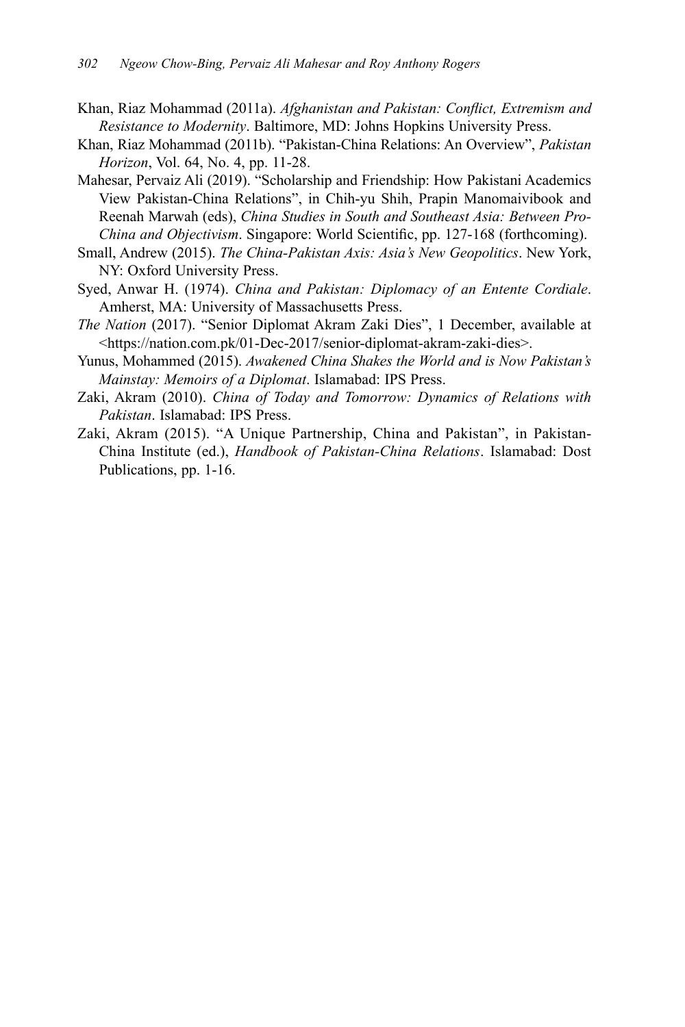Khan, Riaz Mohammad (2011a). *Afghanistan and Pakistan: Conflict, Extremism and Resistance to Modernity*. Baltimore, MD: Johns Hopkins University Press.

Khan, Riaz Mohammad (2011b). "Pakistan-China Relations: An Overview", *Pakistan Horizon*, Vol. 64, No. 4, pp. 11-28.

Mahesar, Pervaiz Ali (2019). "Scholarship and Friendship: How Pakistani Academics View Pakistan-China Relations", in Chih-yu Shih, Prapin Manomaivibook and Reenah Marwah (eds), *China Studies in South and Southeast Asia: Between Pro-China and Objectivism*. Singapore: World Scientific, pp. 127-168 (forthcoming).

Small, Andrew (2015). *The China-Pakistan Axis: Asia's New Geopolitics*. New York, NY: Oxford University Press.

Syed, Anwar H. (1974). *China and Pakistan: Diplomacy of an Entente Cordiale*. Amherst, MA: University of Massachusetts Press.

*The Nation* (2017). "Senior Diplomat Akram Zaki Dies", 1 December, available at <https://nation.com.pk/01-Dec-2017/senior-diplomat-akram-zaki-dies>.

Yunus, Mohammed (2015). *Awakened China Shakes the World and is Now Pakistan's Mainstay: Memoirs of a Diplomat*. Islamabad: IPS Press.

Zaki, Akram (2010). *China of Today and Tomorrow: Dynamics of Relations with Pakistan*. Islamabad: IPS Press.

Zaki, Akram (2015). "A Unique Partnership, China and Pakistan", in Pakistan-China Institute (ed.), *Handbook of Pakistan-China Relations*. Islamabad: Dost Publications, pp. 1-16.